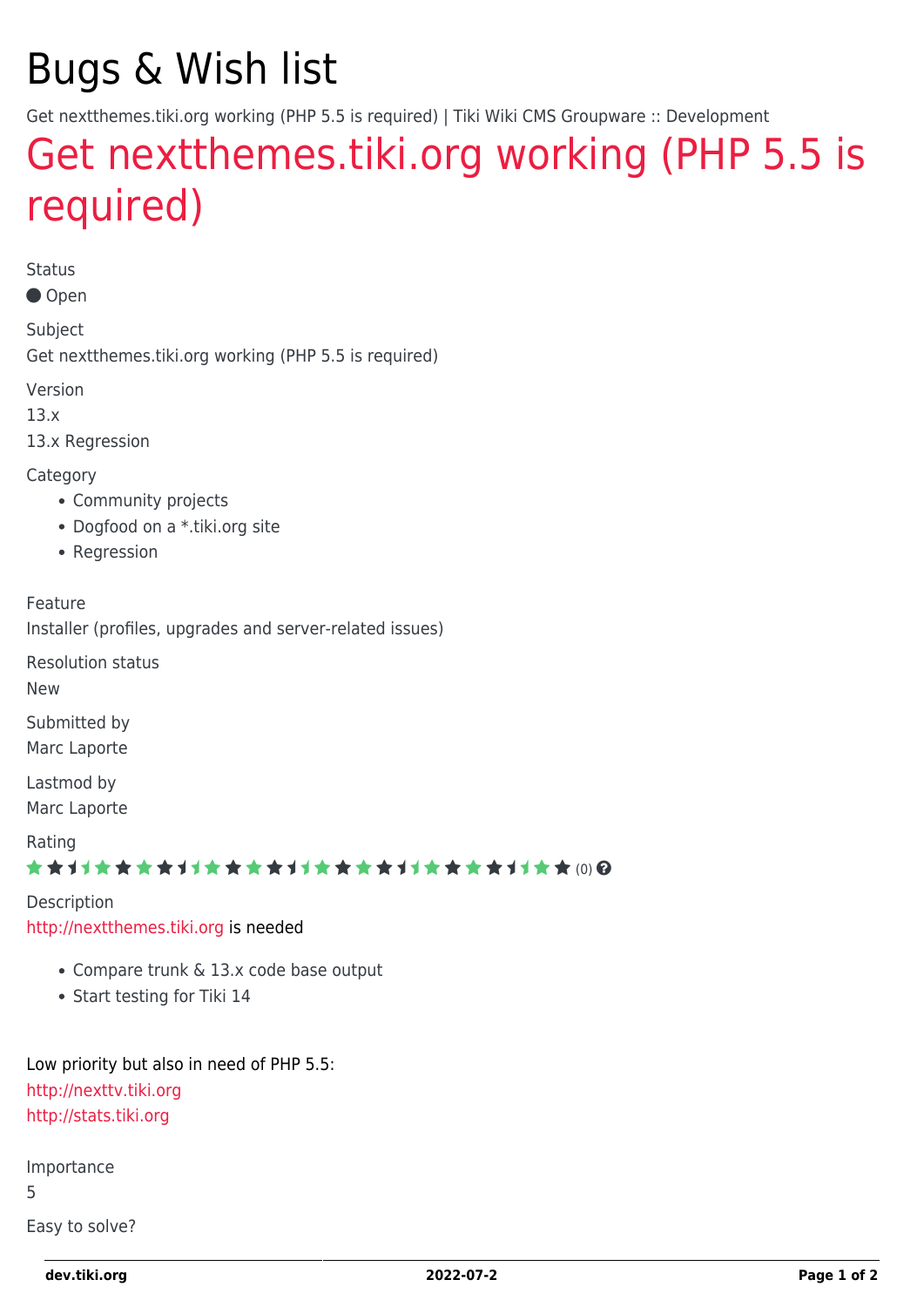# Bugs & Wish list

Get nextthemes.tiki.org working (PHP 5.5 is required) | Tiki Wiki CMS Groupware :: Development

## Get nextthemes.tiki.org working (PHP 5.5 is required)

Status

● Open

Subject

Get nextthemes.tiki.org working (PHP 5.5 is required)

Version

13.x

13.x Regression

Category

- Community projects
- Dogfood on a *.tiki.org site
- Regression

Feature

Installer (profiles, upgrades and server-related issues)

Resolution status

New

Submitted by

Marc Laporte

Lastmod by

Marc Laporte

Rating

(0)

Description

http://nextthemes.tiki.org is needed

- Compare trunk & 13.x code base output
- Start testing for Tiki 14

Low priority but also in need of PHP 5.5:

http://nexttv.tiki.org

http://stats.tiki.org

Importance

5

Easy to solve?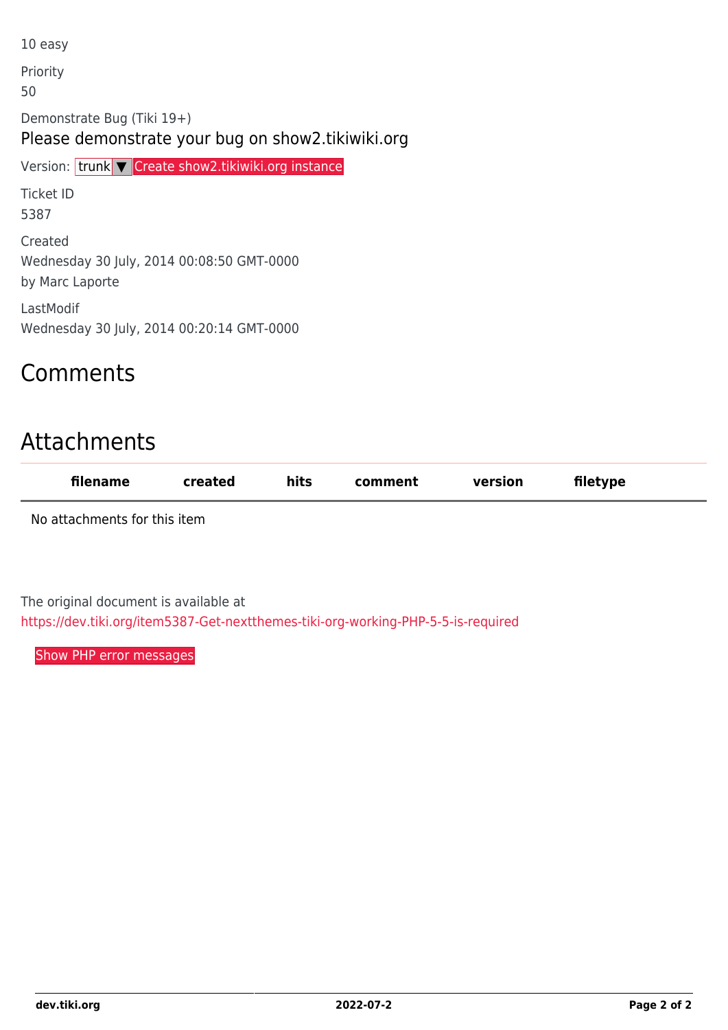10 easy

Priority

50

Demonstrate Bug (Tiki 19+)

Please demonstrate your bug on show2.tikiwiki.org

Version: trunk ▼ Create show2.tikiwiki.org instance

Ticket ID

5387

Created

Wednesday 30 July, 2014 00:08:50 GMT-0000

by Marc Laporte

LastModif

Wednesday 30 July, 2014 00:20:14 GMT-0000

## Comments

## Attachments

| filename | created | hits | comment | version | filetype |
| --- | --- | --- | --- | --- | --- |
| No attachments for this item | | | | | |

The original document is available at

https://dev.tiki.org/item5387-Get-nextthemes-tiki-org-working-PHP-5-5-is-required

Show PHP error messages